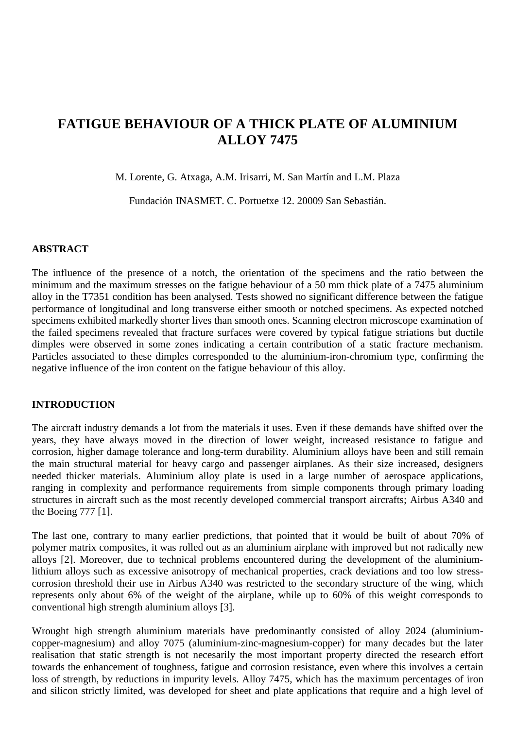# FATIGUE BEHAVIOUR OF A THICK PLATE OF ALUMINIUM ALLOY 7475

M. Lorente, G. Atxaga, A.M. Irisarri, M. San Martín and L.M. Plaza

Fundación INASMET. C. Portuetxe 12. 20009 San Sebastián.

## ABSTRACT

The influence of the presence of a notch, the orientation of the specimens and the ratio between the minimum and the maximum stresses on the fatigue behaviour of a 50 mm thick plate of a 7475 aluminium alloy in the T7351 condition has been analysed. Tests showed no significant difference between the fatigue performance of longitudinal and long transverse either smooth or notched specimens. As expected notched specimens exhibited markedly shorter lives than smooth ones. Scanning electron microscope examination of the failed specimens revealed that fracture surfaces were covered by typical fatigue striations but ductile dimples were observed in some zones indicating a certain contribution of a static fracture mechanism. Particles associated to these dimples corresponded to the aluminium-iron-chromium type, confirming the negative influence of the iron content on the fatigue behaviour of this alloy.

## INTRODUCTION

The aircraft industry demands a lot from the materials it uses. Even if these demands have shifted over the years, they have always moved in the direction of lower weight, increased resistance to fatigue and corrosion, higher damage tolerance and long-term durability. Aluminium alloys have been and still remain the main structural material for heavy cargo and passenger airplanes. As their size increased, designers needed thicker materials. Aluminium alloy plate is used in a large number of aerospace applications, ranging in complexity and performance requirements from simple components through primary loading structures in aircraft such as the most recently developed commercial transport aircrafts; Airbus A340 and the Boeing 777 [1].

The last one, contrary to many earlier predictions, that pointed that it would be built of about 70% of polymer matrix composites, it was rolled out as an aluminium airplane with improved but not radically new alloys [2]. Moreover, due to technical problems encountered during the development of the aluminium-lithium alloys such as excessive anisotropy of mechanical properties, crack deviations and too low stress-corrosion threshold their use in Airbus A340 was restricted to the secondary structure of the wing, which represents only about 6% of the weight of the airplane, while up to 60% of this weight corresponds to conventional high strength aluminium alloys [3].

Wrought high strength aluminium materials have predominantly consisted of alloy 2024 (aluminium-copper-magnesium) and alloy 7075 (aluminium-zinc-magnesium-copper) for many decades but the later realisation that static strength is not necesarily the most important property directed the research effort towards the enhancement of toughness, fatigue and corrosion resistance, even where this involves a certain loss of strength, by reductions in impurity levels. Alloy 7475, which has the maximum percentages of iron and silicon strictly limited, was developed for sheet and plate applications that require and a high level of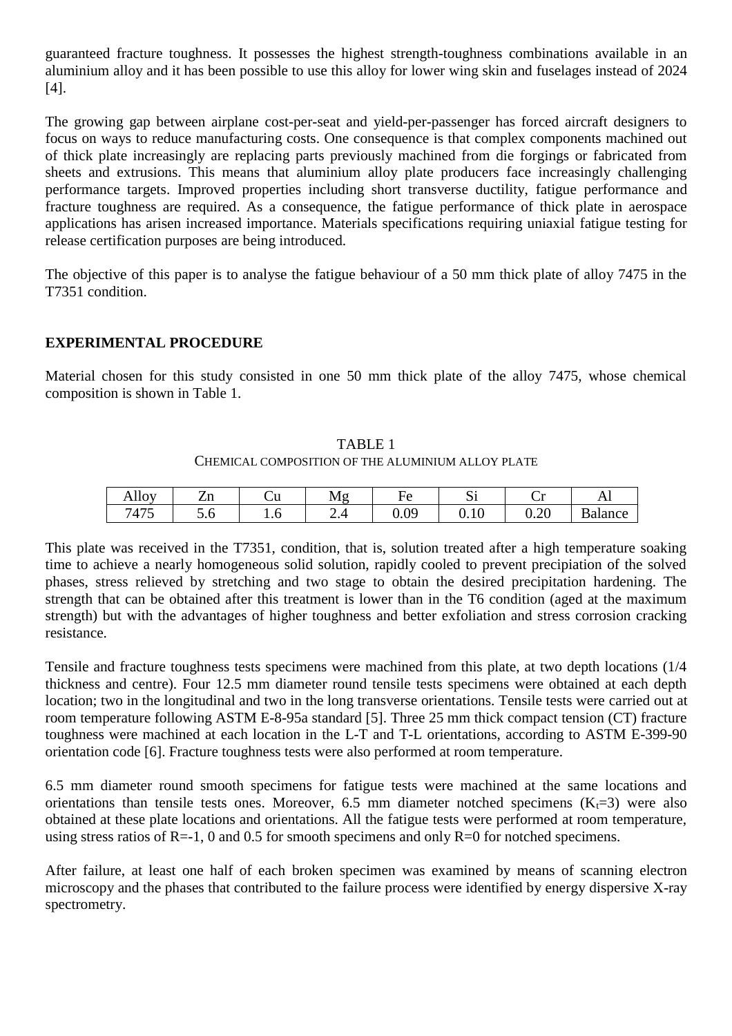guaranteed fracture toughness. It possesses the highest strength-toughness combinations available in an aluminium alloy and it has been possible to use this alloy for lower wing skin and fuselages instead of 2024 [4].

The growing gap between airplane cost-per-seat and yield-per-passenger has forced aircraft designers to focus on ways to reduce manufacturing costs. One consequence is that complex components machined out of thick plate increasingly are replacing parts previously machined from die forgings or fabricated from sheets and extrusions. This means that aluminium alloy plate producers face increasingly challenging performance targets. Improved properties including short transverse ductility, fatigue performance and fracture toughness are required. As a consequence, the fatigue performance of thick plate in aerospace applications has arisen increased importance. Materials specifications requiring uniaxial fatigue testing for release certification purposes are being introduced.

The objective of this paper is to analyse the fatigue behaviour of a 50 mm thick plate of alloy 7475 in the T7351 condition.

## EXPERIMENTAL PROCEDURE

Material chosen for this study consisted in one 50 mm thick plate of the alloy 7475, whose chemical composition is shown in Table 1.

TABLE 1
CHEMICAL COMPOSITION OF THE ALUMINIUM ALLOY PLATE

| Alloy | Zn | Cu | Mg | Fe | Si | Cr | Al |
|---|---|---|---|---|---|---|---|
| 7475 | 5.6 | 1.6 | 2.4 | 0.09 | 0.10 | 0.20 | Balance |

This plate was received in the T7351, condition, that is, solution treated after a high temperature soaking time to achieve a nearly homogeneous solid solution, rapidly cooled to prevent precipiation of the solved phases, stress relieved by stretching and two stage to obtain the desired precipitation hardening. The strength that can be obtained after this treatment is lower than in the T6 condition (aged at the maximum strength) but with the advantages of higher toughness and better exfoliation and stress corrosion cracking resistance.

Tensile and fracture toughness tests specimens were machined from this plate, at two depth locations (1/4 thickness and centre). Four 12.5 mm diameter round tensile tests specimens were obtained at each depth location; two in the longitudinal and two in the long transverse orientations. Tensile tests were carried out at room temperature following ASTM E-8-95a standard [5]. Three 25 mm thick compact tension (CT) fracture toughness were machined at each location in the L-T and T-L orientations, according to ASTM E-399-90 orientation code [6]. Fracture toughness tests were also performed at room temperature.

6.5 mm diameter round smooth specimens for fatigue tests were machined at the same locations and orientations than tensile tests ones. Moreover, 6.5 mm diameter notched specimens ($K_t$=3) were also obtained at these plate locations and orientations. All the fatigue tests were performed at room temperature, using stress ratios of R=-1, 0 and 0.5 for smooth specimens and only R=0 for notched specimens.

After failure, at least one half of each broken specimen was examined by means of scanning electron microscopy and the phases that contributed to the failure process were identified by energy dispersive X-ray spectrometry.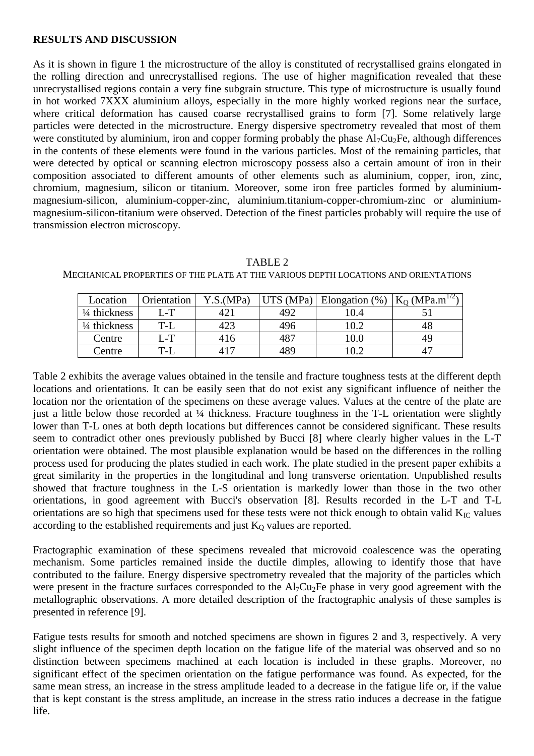## RESULTS AND DISCUSSION

As it is shown in figure 1 the microstructure of the alloy is constituted of recrystallised grains elongated in the rolling direction and unrecrystallised regions. The use of higher magnification revealed that these unrecrystallised regions contain a very fine subgrain structure. This type of microstructure is usually found in hot worked 7XXX aluminium alloys, especially in the more highly worked regions near the surface, where critical deformation has caused coarse recrystallised grains to form [7]. Some relatively large particles were detected in the microstructure. Energy dispersive spectrometry revealed that most of them were constituted by aluminium, iron and copper forming probably the phase $Al_7Cu_2Fe$, although differences in the contents of these elements were found in the various particles. Most of the remaining particles, that were detected by optical or scanning electron microscopy possess also a certain amount of iron in their composition associated to different amounts of other elements such as aluminium, copper, iron, zinc, chromium, magnesium, silicon or titanium. Moreover, some iron free particles formed by aluminium-magnesium-silicon, aluminium-copper-zinc, aluminium.titanium-copper-chromium-zinc or aluminium-magnesium-silicon-titanium were observed. Detection of the finest particles probably will require the use of transmission electron microscopy.

TABLE 2

MECHANICAL PROPERTIES OF THE PLATE AT THE VARIOUS DEPTH LOCATIONS AND ORIENTATIONS

| Location | Orientation | Y.S.(MPa) | UTS (MPa) | Elongation (%) | $K_Q$ (MPa.m$^{1/2}$) |
|---|---|---|---|---|---|
| ¼ thickness | L-T | 421 | 492 | 10.4 | 51 |
| ¼ thickness | T-L | 423 | 496 | 10.2 | 48 |
| Centre | L-T | 416 | 487 | 10.0 | 49 |
| Centre | T-L | 417 | 489 | 10.2 | 47 |

Table 2 exhibits the average values obtained in the tensile and fracture toughness tests at the different depth locations and orientations. It can be easily seen that do not exist any significant influence of neither the location nor the orientation of the specimens on these average values. Values at the centre of the plate are just a little below those recorded at ¼ thickness. Fracture toughness in the T-L orientation were slightly lower than T-L ones at both depth locations but differences cannot be considered significant. These results seem to contradict other ones previously published by Bucci [8] where clearly higher values in the L-T orientation were obtained. The most plausible explanation would be based on the differences in the rolling process used for producing the plates studied in each work. The plate studied in the present paper exhibits a great similarity in the properties in the longitudinal and long transverse orientation. Unpublished results showed that fracture toughness in the L-S orientation is markedly lower than those in the two other orientations, in good agreement with Bucci's observation [8]. Results recorded in the L-T and T-L orientations are so high that specimens used for these tests were not thick enough to obtain valid $K_{IC}$ values according to the established requirements and just $K_Q$ values are reported.

Fractographic examination of these specimens revealed that microvoid coalescence was the operating mechanism. Some particles remained inside the ductile dimples, allowing to identify those that have contributed to the failure. Energy dispersive spectrometry revealed that the majority of the particles which were present in the fracture surfaces corresponded to the $Al_7Cu_2Fe$ phase in very good agreement with the metallographic observations. A more detailed description of the fractographic analysis of these samples is presented in reference [9].

Fatigue tests results for smooth and notched specimens are shown in figures 2 and 3, respectively. A very slight influence of the specimen depth location on the fatigue life of the material was observed and so no distinction between specimens machined at each location is included in these graphs. Moreover, no significant effect of the specimen orientation on the fatigue performance was found. As expected, for the same mean stress, an increase in the stress amplitude leaded to a decrease in the fatigue life or, if the value that is kept constant is the stress amplitude, an increase in the stress ratio induces a decrease in the fatigue life.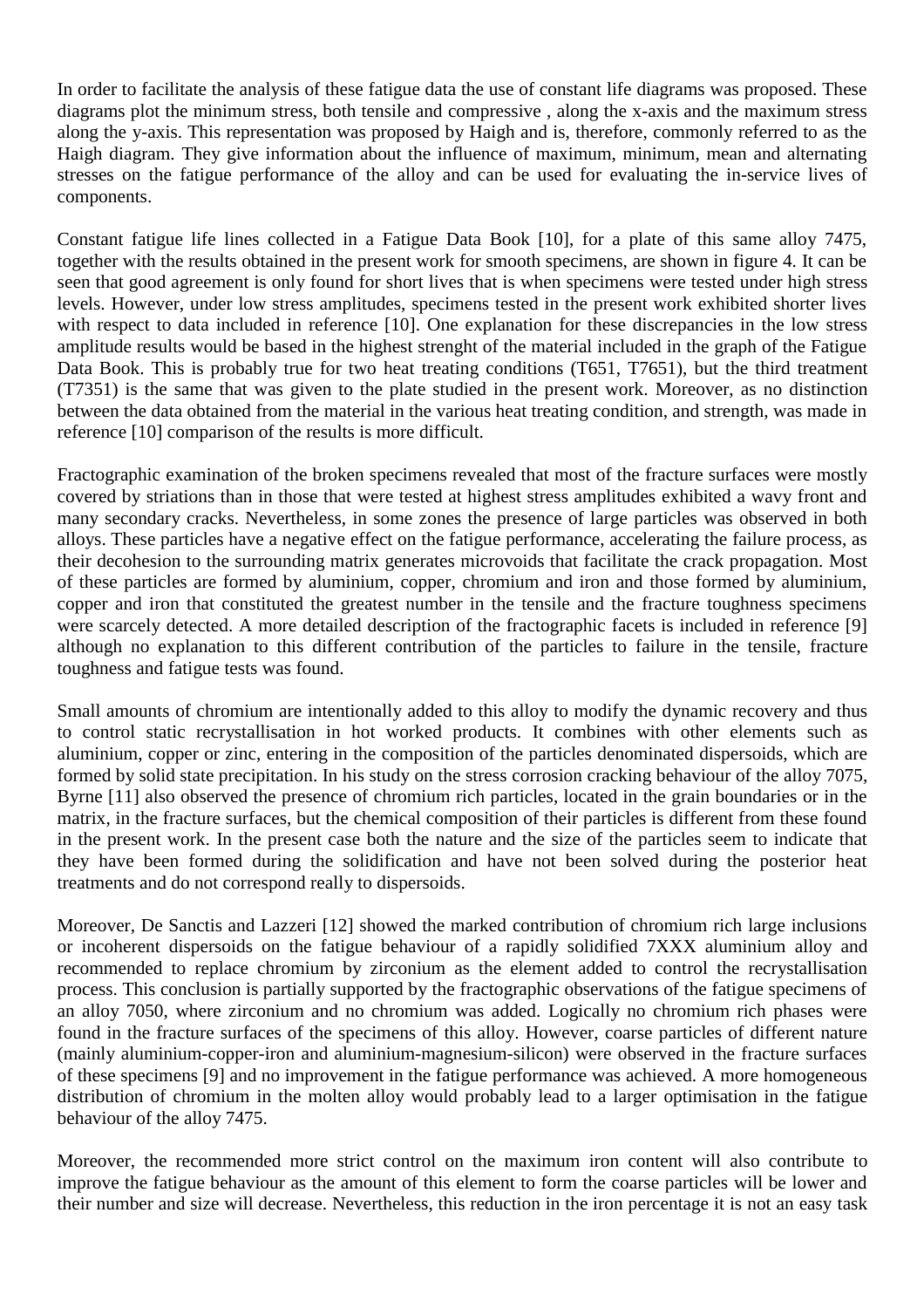In order to facilitate the analysis of these fatigue data the use of constant life diagrams was proposed. These diagrams plot the minimum stress, both tensile and compressive , along the x-axis and the maximum stress along the y-axis. This representation was proposed by Haigh and is, therefore, commonly referred to as the Haigh diagram. They give information about the influence of maximum, minimum, mean and alternating stresses on the fatigue performance of the alloy and can be used for evaluating the in-service lives of components.

Constant fatigue life lines collected in a Fatigue Data Book [10], for a plate of this same alloy 7475, together with the results obtained in the present work for smooth specimens, are shown in figure 4. It can be seen that good agreement is only found for short lives that is when specimens were tested under high stress levels. However, under low stress amplitudes, specimens tested in the present work exhibited shorter lives with respect to data included in reference [10]. One explanation for these discrepancies in the low stress amplitude results would be based in the highest strenght of the material included in the graph of the Fatigue Data Book. This is probably true for two heat treating conditions (T651, T7651), but the third treatment (T7351) is the same that was given to the plate studied in the present work. Moreover, as no distinction between the data obtained from the material in the various heat treating condition, and strength, was made in reference [10] comparison of the results is more difficult.

Fractographic examination of the broken specimens revealed that most of the fracture surfaces were mostly covered by striations than in those that were tested at highest stress amplitudes exhibited a wavy front and many secondary cracks. Nevertheless, in some zones the presence of large particles was observed in both alloys. These particles have a negative effect on the fatigue performance, accelerating the failure process, as their decohesion to the surrounding matrix generates microvoids that facilitate the crack propagation. Most of these particles are formed by aluminium, copper, chromium and iron and those formed by aluminium, copper and iron that constituted the greatest number in the tensile and the fracture toughness specimens were scarcely detected. A more detailed description of the fractographic facets is included in reference [9] although no explanation to this different contribution of the particles to failure in the tensile, fracture toughness and fatigue tests was found.

Small amounts of chromium are intentionally added to this alloy to modify the dynamic recovery and thus to control static recrystallisation in hot worked products. It combines with other elements such as aluminium, copper or zinc, entering in the composition of the particles denominated dispersoids, which are formed by solid state precipitation. In his study on the stress corrosion cracking behaviour of the alloy 7075, Byrne [11] also observed the presence of chromium rich particles, located in the grain boundaries or in the matrix, in the fracture surfaces, but the chemical composition of their particles is different from these found in the present work. In the present case both the nature and the size of the particles seem to indicate that they have been formed during the solidification and have not been solved during the posterior heat treatments and do not correspond really to dispersoids.

Moreover, De Sanctis and Lazzeri [12] showed the marked contribution of chromium rich large inclusions or incoherent dispersoids on the fatigue behaviour of a rapidly solidified 7XXX aluminium alloy and recommended to replace chromium by zirconium as the element added to control the recrystallisation process. This conclusion is partially supported by the fractographic observations of the fatigue specimens of an alloy 7050, where zirconium and no chromium was added. Logically no chromium rich phases were found in the fracture surfaces of the specimens of this alloy. However, coarse particles of different nature (mainly aluminium-copper-iron and aluminium-magnesium-silicon) were observed in the fracture surfaces of these specimens [9] and no improvement in the fatigue performance was achieved. A more homogeneous distribution of chromium in the molten alloy would probably lead to a larger optimisation in the fatigue behaviour of the alloy 7475.

Moreover, the recommended more strict control on the maximum iron content will also contribute to improve the fatigue behaviour as the amount of this element to form the coarse particles will be lower and their number and size will decrease. Nevertheless, this reduction in the iron percentage it is not an easy task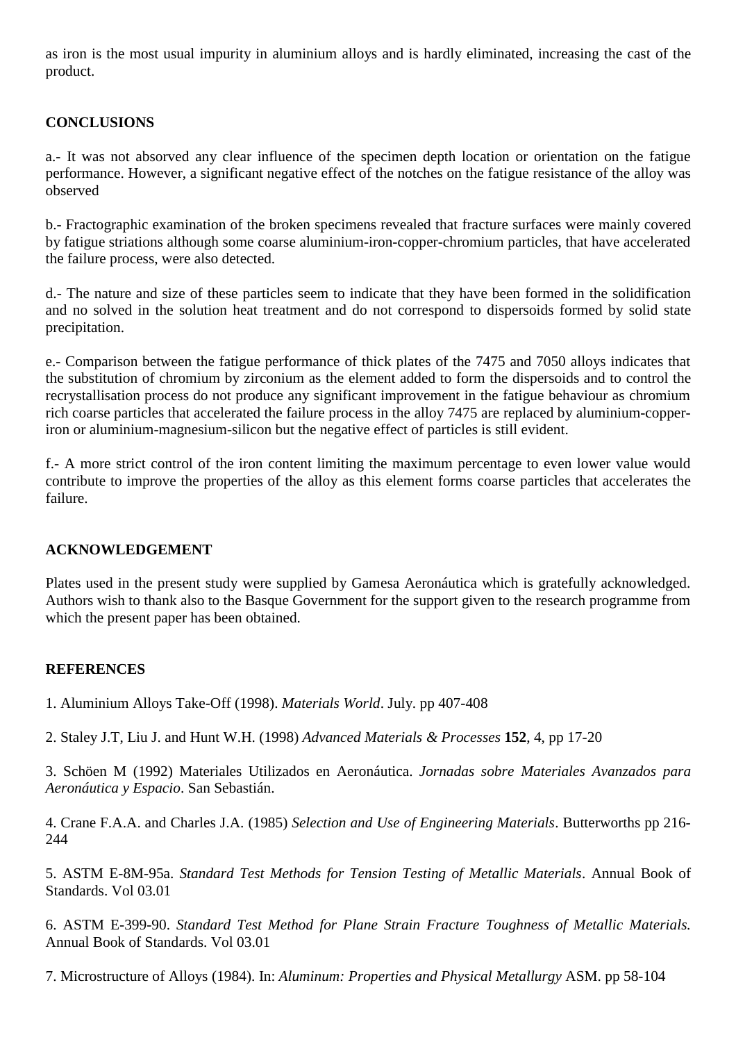as iron is the most usual impurity in aluminium alloys and is hardly eliminated, increasing the cast of the product.

## CONCLUSIONS

a.- It was not absorved any clear influence of the specimen depth location or orientation on the fatigue performance. However, a significant negative effect of the notches on the fatigue resistance of the alloy was observed

b.- Fractographic examination of the broken specimens revealed that fracture surfaces were mainly covered by fatigue striations although some coarse aluminium-iron-copper-chromium particles, that have accelerated the failure process, were also detected.

d.- The nature and size of these particles seem to indicate that they have been formed in the solidification and no solved in the solution heat treatment and do not correspond to dispersoids formed by solid state precipitation.

e.- Comparison between the fatigue performance of thick plates of the 7475 and 7050 alloys indicates that the substitution of chromium by zirconium as the element added to form the dispersoids and to control the recrystallisation process do not produce any significant improvement in the fatigue behaviour as chromium rich coarse particles that accelerated the failure process in the alloy 7475 are replaced by aluminium-copper-iron or aluminium-magnesium-silicon but the negative effect of particles is still evident.

f.- A more strict control of the iron content limiting the maximum percentage to even lower value would contribute to improve the properties of the alloy as this element forms coarse particles that accelerates the failure.

## ACKNOWLEDGEMENT

Plates used in the present study were supplied by Gamesa Aeronáutica which is gratefully acknowledged. Authors wish to thank also to the Basque Government for the support given to the research programme from which the present paper has been obtained.

## REFERENCES

1. Aluminium Alloys Take-Off (1998). *Materials World*. July. pp 407-408

2. Staley J.T, Liu J. and Hunt W.H. (1998) *Advanced Materials & Processes* **152**, 4, pp 17-20

3. Schöen M (1992) Materiales Utilizados en Aeronáutica. *Jornadas sobre Materiales Avanzados para Aeronáutica y Espacio*. San Sebastián.

4. Crane F.A.A. and Charles J.A. (1985) *Selection and Use of Engineering Materials*. Butterworths pp 216-244

5. ASTM E-8M-95a. *Standard Test Methods for Tension Testing of Metallic Materials*. Annual Book of Standards. Vol 03.01

6. ASTM E-399-90. *Standard Test Method for Plane Strain Fracture Toughness of Metallic Materials.* Annual Book of Standards. Vol 03.01

7. Microstructure of Alloys (1984). In: *Aluminum: Properties and Physical Metallurgy* ASM. pp 58-104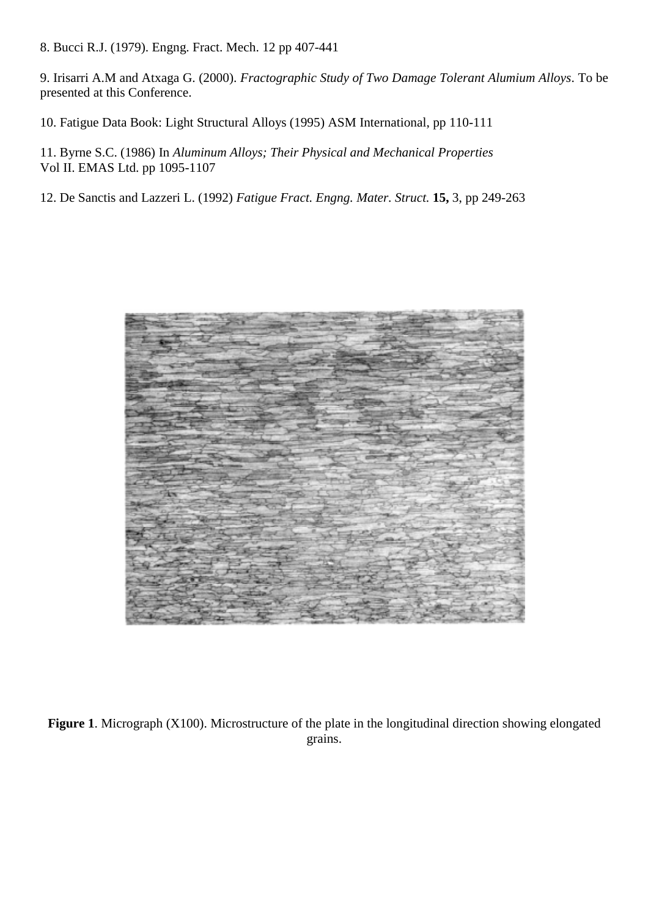8. Bucci R.J. (1979). Engng. Fract. Mech. 12 pp 407-441

9. Irisarri A.M and Atxaga G. (2000). *Fractographic Study of Two Damage Tolerant Alumium Alloys*. To be presented at this Conference.

10. Fatigue Data Book: Light Structural Alloys (1995) ASM International, pp 110-111

11. Byrne S.C. (1986) In *Aluminum Alloys; Their Physical and Mechanical Properties*
Vol II. EMAS Ltd. pp 1095-1107

12. De Sanctis and Lazzeri L. (1992) *Fatigue Fract. Engng. Mater. Struct.* **15,** 3, pp 249-263

**Figure 1**. Micrograph (X100). Microstructure of the plate in the longitudinal direction showing elongated grains.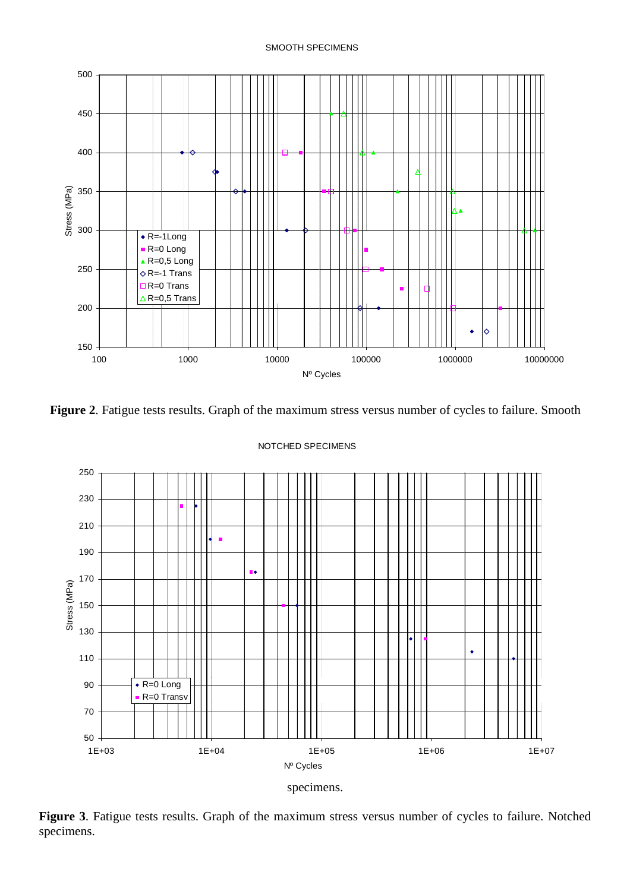**Figure 2**. Fatigue tests results. Graph of the maximum stress versus number of cycles to failure. Smooth specimens.

**Figure 3**. Fatigue tests results. Graph of the maximum stress versus number of cycles to failure. Notched specimens.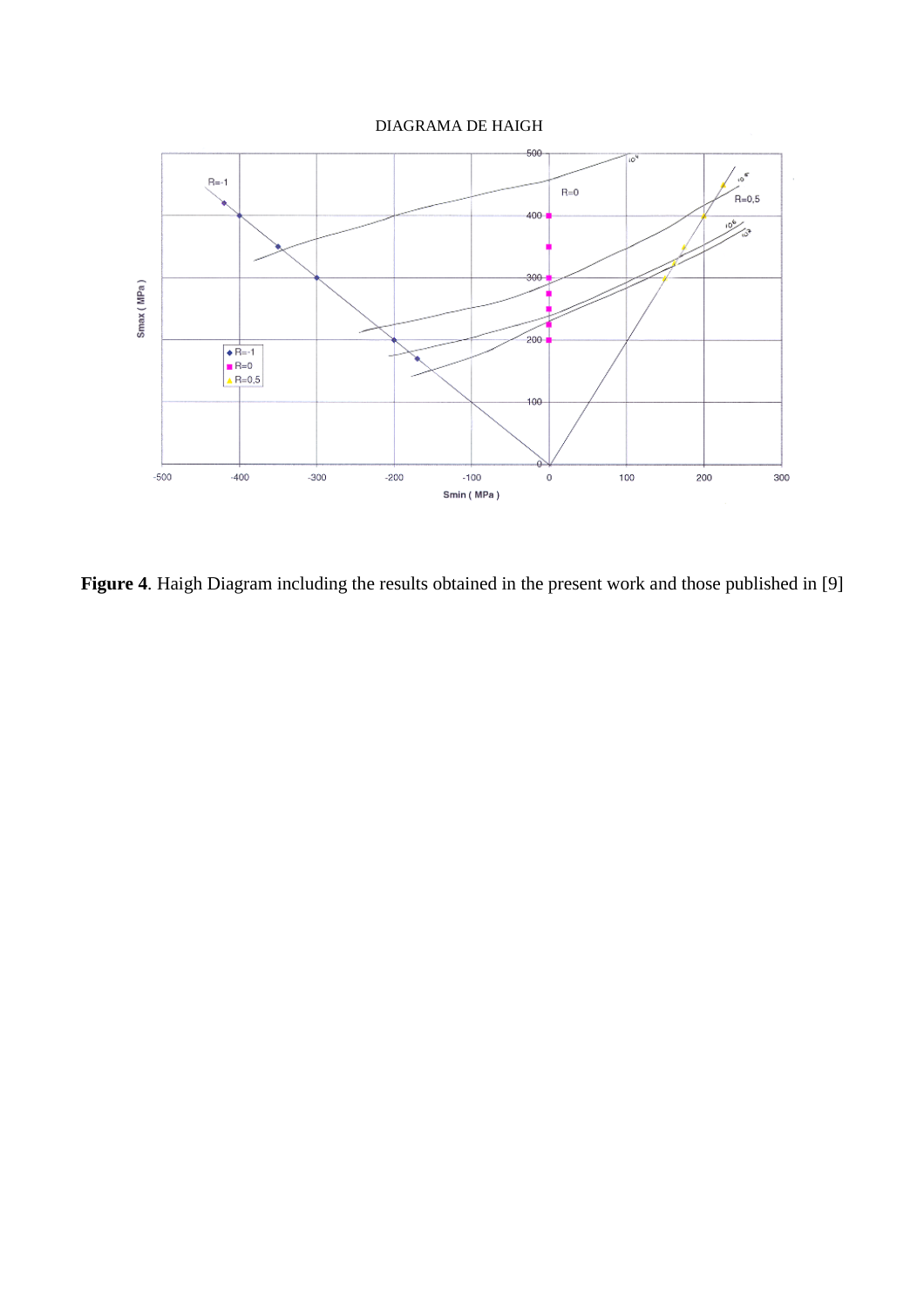DIAGRAMA DE HAIGH

R=-1

R=0

R=0,5

$10^4$

$10^5$

$10^6$

$10^7$

500

400

300

200

100

0

Smax ( MPa )

-500

-400

-300

-200

-100

0

100

200

300

Smin ( MPa )

◆ R=-1

■ R=0

▲ R=0,5

**Figure 4**. Haigh Diagram including the results obtained in the present work and those published in [9]